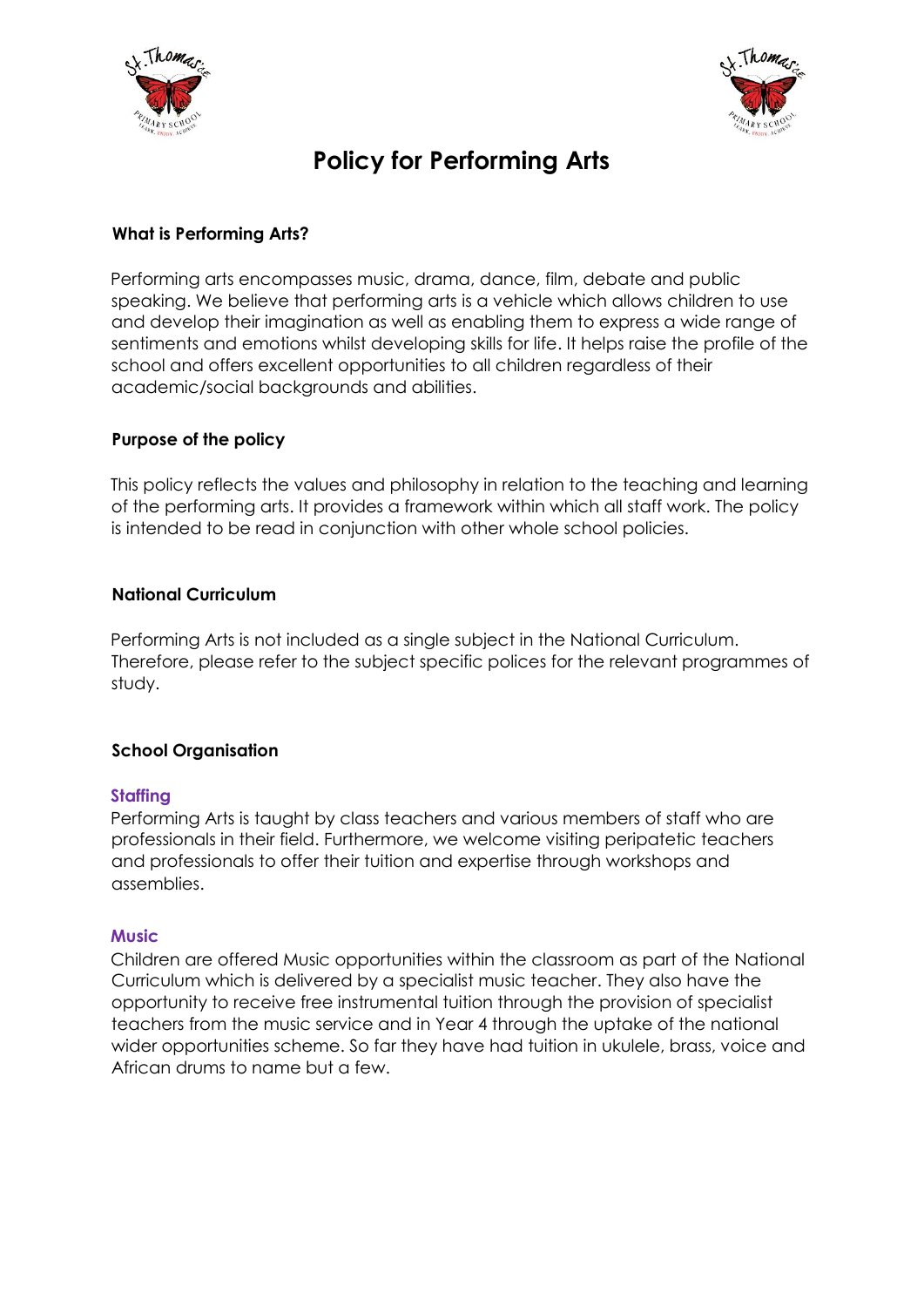# Policy for Performing Arts

### What is Performing Arts?

Performing arts encompasses music, drama, dance, film, debate and public speaking. We believe that performing arts is a vehicle which allows children to use and develop their imagination as well as enabling them to express a wide range of sentiments and emotions whilst developing skills for life. It helps raise the profile of the school and offers excellent opportunities to all children regardless of their academic/social backgrounds and abilities.

### Purpose of the policy

This policy reflects the values and philosophy in relation to the teaching and learning of the performing arts. It provides a framework within which all staff work. The policy is intended to be read in conjunction with other whole school policies.

### National Curriculum

Performing Arts is not included as a single subject in the National Curriculum. Therefore, please refer to the subject specific polices for the relevant programmes of study.

### School Organisation

#### Staffing

Performing Arts is taught by class teachers and various members of staff who are professionals in their field. Furthermore, we welcome visiting peripatetic teachers and professionals to offer their tuition and expertise through workshops and assemblies.

#### Music

Children are offered Music opportunities within the classroom as part of the National Curriculum which is delivered by a specialist music teacher. They also have the opportunity to receive free instrumental tuition through the provision of specialist teachers from the music service and in Year 4 through the uptake of the national wider opportunities scheme. So far they have had tuition in ukulele, brass, voice and African drums to name but a few.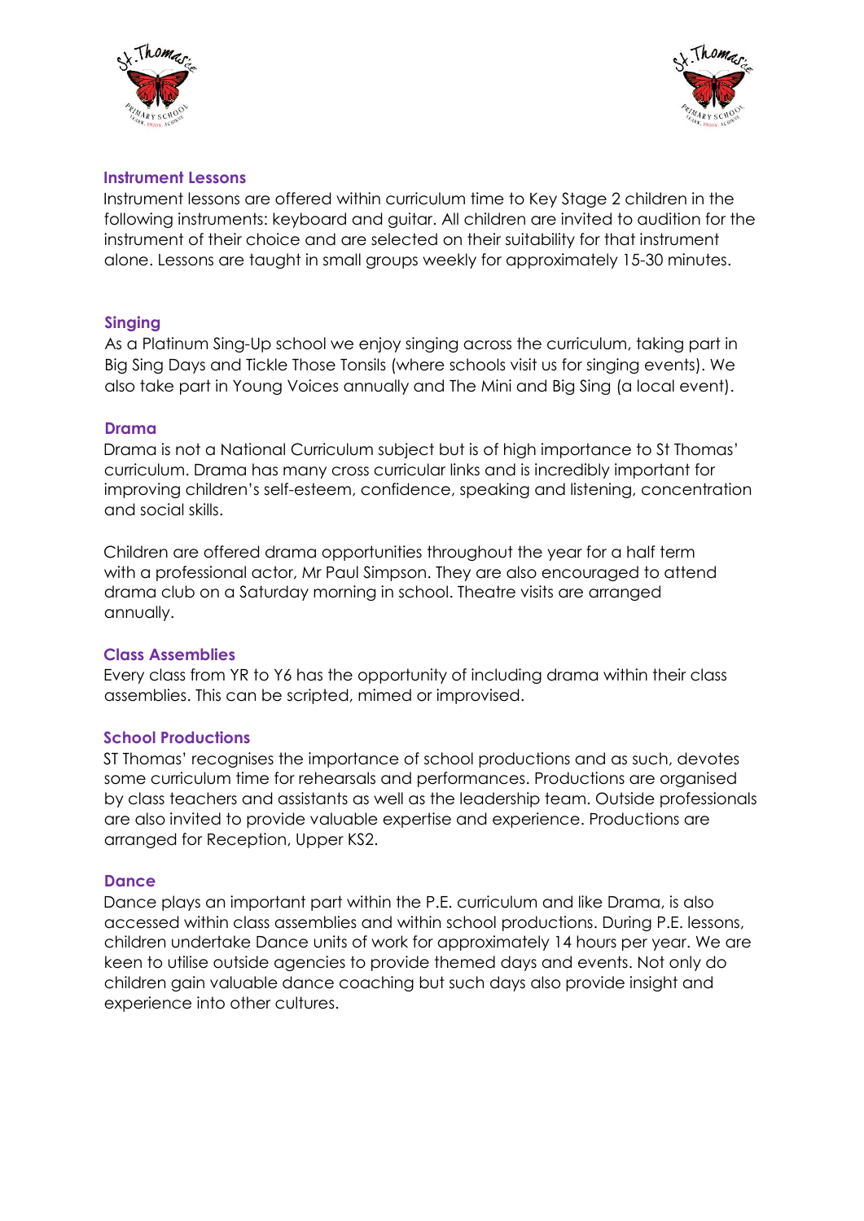## Instrument Lessons

Instrument lessons are offered within curriculum time to Key Stage 2 children in the following instruments: keyboard and guitar. All children are invited to audition for the instrument of their choice and are selected on their suitability for that instrument alone. Lessons are taught in small groups weekly for approximately 15-30 minutes.

## Singing

As a Platinum Sing-Up school we enjoy singing across the curriculum, taking part in Big Sing Days and Tickle Those Tonsils (where schools visit us for singing events). We also take part in Young Voices annually and The Mini and Big Sing (a local event).

## Drama

Drama is not a National Curriculum subject but is of high importance to St Thomas' curriculum. Drama has many cross curricular links and is incredibly important for improving children's self-esteem, confidence, speaking and listening, concentration and social skills.

Children are offered drama opportunities throughout the year for a half term with a professional actor, Mr Paul Simpson. They are also encouraged to attend drama club on a Saturday morning in school. Theatre visits are arranged annually.

## Class Assemblies

Every class from YR to Y6 has the opportunity of including drama within their class assemblies. This can be scripted, mimed or improvised.

## School Productions

ST Thomas' recognises the importance of school productions and as such, devotes some curriculum time for rehearsals and performances. Productions are organised by class teachers and assistants as well as the leadership team. Outside professionals are also invited to provide valuable expertise and experience. Productions are arranged for Reception, Upper KS2.

## Dance

Dance plays an important part within the P.E. curriculum and like Drama, is also accessed within class assemblies and within school productions. During P.E. lessons, children undertake Dance units of work for approximately 14 hours per year. We are keen to utilise outside agencies to provide themed days and events. Not only do children gain valuable dance coaching but such days also provide insight and experience into other cultures.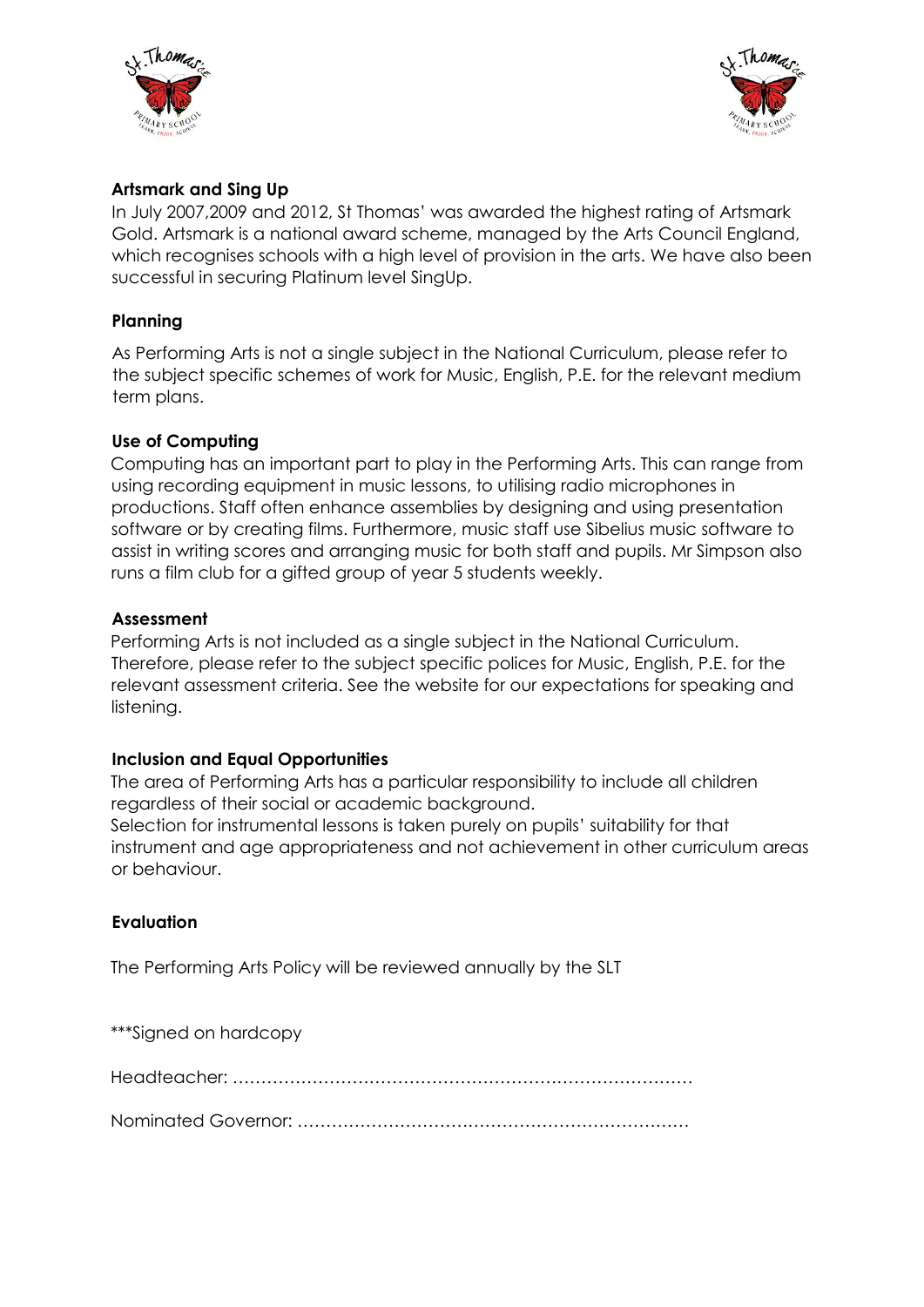## Artsmark and Sing Up

In July 2007,2009 and 2012, St Thomas' was awarded the highest rating of Artsmark Gold. Artsmark is a national award scheme, managed by the Arts Council England, which recognises schools with a high level of provision in the arts. We have also been successful in securing Platinum level SingUp.

## Planning

As Performing Arts is not a single subject in the National Curriculum, please refer to the subject specific schemes of work for Music, English, P.E. for the relevant medium term plans.

## Use of Computing

Computing has an important part to play in the Performing Arts. This can range from using recording equipment in music lessons, to utilising radio microphones in productions. Staff often enhance assemblies by designing and using presentation software or by creating films. Furthermore, music staff use Sibelius music software to assist in writing scores and arranging music for both staff and pupils. Mr Simpson also runs a film club for a gifted group of year 5 students weekly.

## Assessment

Performing Arts is not included as a single subject in the National Curriculum. Therefore, please refer to the subject specific polices for Music, English, P.E. for the relevant assessment criteria. See the website for our expectations for speaking and listening.

## Inclusion and Equal Opportunities

The area of Performing Arts has a particular responsibility to include all children regardless of their social or academic background.

Selection for instrumental lessons is taken purely on pupils' suitability for that instrument and age appropriateness and not achievement in other curriculum areas or behaviour.

## Evaluation

The Performing Arts Policy will be reviewed annually by the SLT

***Signed on hardcopy

Headteacher: ………………………………………………………………………

Nominated Governor: ……………………………………………………………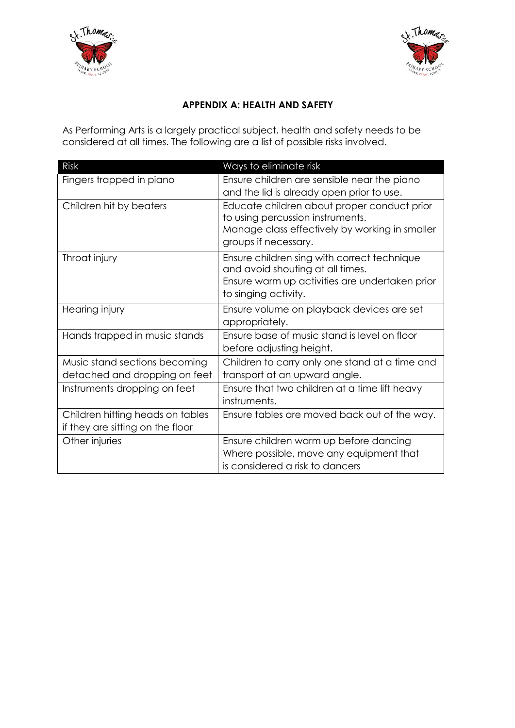## APPENDIX A: HEALTH AND SAFETY

As Performing Arts is a largely practical subject, health and safety needs to be considered at all times. The following are a list of possible risks involved.

| Risk | Ways to eliminate risk |
| --- | --- |
| Fingers trapped in piano | Ensure children are sensible near the piano and the lid is already open prior to use. |
| Children hit by beaters | Educate children about proper conduct prior to using percussion instruments.<br>Manage class effectively by working in smaller groups if necessary. |
| Throat injury | Ensure children sing with correct technique and avoid shouting at all times.<br>Ensure warm up activities are undertaken prior to singing activity. |
| Hearing injury | Ensure volume on playback devices are set appropriately. |
| Hands trapped in music stands | Ensure base of music stand is level on floor before adjusting height. |
| Music stand sections becoming detached and dropping on feet | Children to carry only one stand at a time and transport at an upward angle. |
| Instruments dropping on feet | Ensure that two children at a time lift heavy instruments. |
| Children hitting heads on tables if they are sitting on the floor | Ensure tables are moved back out of the way. |
| Other injuries | Ensure children warm up before dancing<br>Where possible, move any equipment that is considered a risk to dancers |